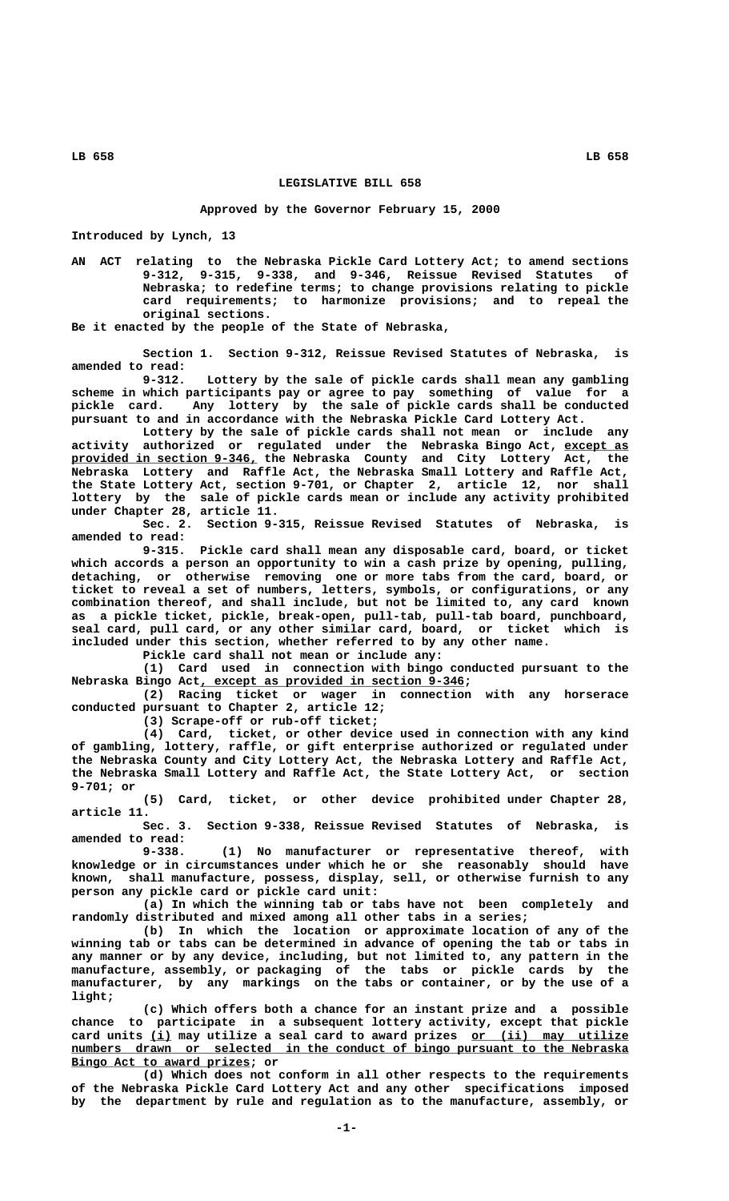**LEGISLATIVE BILL 658**

**Approved by the Governor February 15, 2000**

Introduced by Lynch, 13

AN ACT relating to the Nebraska Pickle Card Lottery Act; to amend sections 9-312, 9-315, 9-338, and 9-346, Reissue Revised Statutes of Nebraska; to redefine terms; to change provisions relating to pickle card requirements; to harmonize provisions; and to repeal the original sections.

Be it enacted by the people of the State of Nebraska,

Section 1. Section 9-312, Reissue Revised Statutes of Nebraska, is amended to read:

9-312. Lottery by the sale of pickle cards shall mean any gambling scheme in which participants pay or agree to pay something of value for a pickle card. Any lottery by the sale of pickle cards shall be conducted pursuant to and in accordance with the Nebraska Pickle Card Lottery Act.

Lottery by the sale of pickle cards shall not mean or include any activity authorized or regulated under the Nebraska Bingo Act, except as provided in section 9-346, the Nebraska County and City Lottery Act, the Nebraska Lottery and Raffle Act, the Nebraska Small Lottery and Raffle Act, the State Lottery Act, section 9-701, or Chapter 2, article 12, nor shall lottery by the sale of pickle cards mean or include any activity prohibited under Chapter 28, article 11.

Sec. 2. Section 9-315, Reissue Revised Statutes of Nebraska, is amended to read:

9-315. Pickle card shall mean any disposable card, board, or ticket which accords a person an opportunity to win a cash prize by opening, pulling, detaching, or otherwise removing one or more tabs from the card, board, or ticket to reveal a set of numbers, letters, symbols, or configurations, or any combination thereof, and shall include, but not be limited to, any card known as a pickle ticket, pickle, break-open, pull-tab, pull-tab board, punchboard, seal card, pull card, or any other similar card, board, or ticket which is included under this section, whether referred to by any other name.

Pickle card shall not mean or include any:

(1) Card used in connection with bingo conducted pursuant to the Nebraska Bingo Act, except as provided in section 9-346;

(2) Racing ticket or wager in connection with any horserace conducted pursuant to Chapter 2, article 12;

(3) Scrape-off or rub-off ticket;

(4) Card, ticket, or other device used in connection with any kind of gambling, lottery, raffle, or gift enterprise authorized or regulated under the Nebraska County and City Lottery Act, the Nebraska Lottery and Raffle Act, the Nebraska Small Lottery and Raffle Act, the State Lottery Act, or section 9-701; or

(5) Card, ticket, or other device prohibited under Chapter 28, article 11.

Sec. 3. Section 9-338, Reissue Revised Statutes of Nebraska, is amended to read:

9-338. (1) No manufacturer or representative thereof, with knowledge or in circumstances under which he or she reasonably should have known, shall manufacture, possess, display, sell, or otherwise furnish to any person any pickle card or pickle card unit:

(a) In which the winning tab or tabs have not been completely and randomly distributed and mixed among all other tabs in a series;

(b) In which the location or approximate location of any of the winning tab or tabs can be determined in advance of opening the tab or tabs in any manner or by any device, including, but not limited to, any pattern in the manufacture, assembly, or packaging of the tabs or pickle cards by the manufacturer, by any markings on the tabs or container, or by the use of a light;

(c) Which offers both a chance for an instant prize and a possible chance to participate in a subsequent lottery activity, except that pickle card units (i) may utilize a seal card to award prizes or (ii) may utilize numbers drawn or selected in the conduct of bingo pursuant to the Nebraska Bingo Act to award prizes; or

(d) Which does not conform in all other respects to the requirements of the Nebraska Pickle Card Lottery Act and any other specifications imposed by the department by rule and regulation as to the manufacture, assembly, or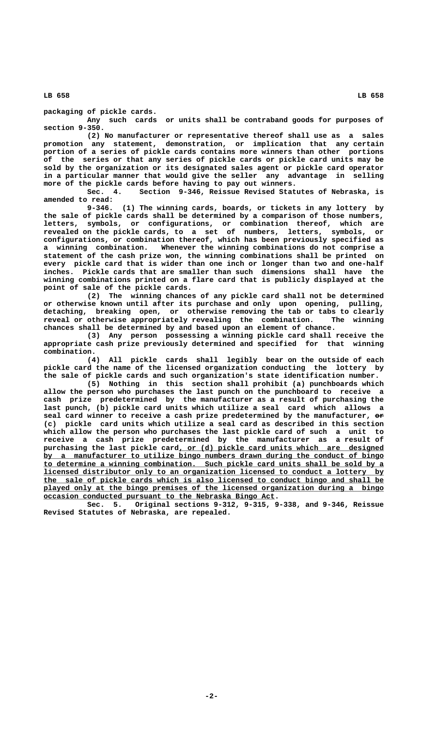packaging of pickle cards.

Any such cards or units shall be contraband goods for purposes of section 9-350.

(2) No manufacturer or representative thereof shall use as a sales promotion any statement, demonstration, or implication that any certain portion of a series of pickle cards contains more winners than other portions of the series or that any series of pickle cards or pickle card units may be sold by the organization or its designated sales agent or pickle card operator in a particular manner that would give the seller any advantage in selling more of the pickle cards before having to pay out winners.

Sec. 4. Section 9-346, Reissue Revised Statutes of Nebraska, is amended to read:

9-346. (1) The winning cards, boards, or tickets in any lottery by the sale of pickle cards shall be determined by a comparison of those numbers, letters, symbols, or configurations, or combination thereof, which are revealed on the pickle cards, to a set of numbers, letters, symbols, or configurations, or combination thereof, which has been previously specified as a winning combination. Whenever the winning combinations do not comprise a statement of the cash prize won, the winning combinations shall be printed on every pickle card that is wider than one inch or longer than two and one-half inches. Pickle cards that are smaller than such dimensions shall have the winning combinations printed on a flare card that is publicly displayed at the point of sale of the pickle cards.

(2) The winning chances of any pickle card shall not be determined or otherwise known until after its purchase and only upon opening, pulling, detaching, breaking open, or otherwise removing the tab or tabs to clearly reveal or otherwise appropriately revealing the combination. The winning chances shall be determined by and based upon an element of chance.

(3) Any person possessing a winning pickle card shall receive the appropriate cash prize previously determined and specified for that winning combination.

(4) All pickle cards shall legibly bear on the outside of each pickle card the name of the licensed organization conducting the lottery by the sale of pickle cards and such organization's state identification number.

(5) Nothing in this section shall prohibit (a) punchboards which allow the person who purchases the last punch on the punchboard to receive a cash prize predetermined by the manufacturer as a result of purchasing the last punch, (b) pickle card units which utilize a seal card which allows a seal card winner to receive a cash prize predetermined by the manufacturer, ~~or~~ (c) pickle card units which utilize a seal card as described in this section which allow the person who purchases the last pickle card of such a unit to receive a cash prize predetermined by the manufacturer as a result of purchasing the last pickle card<u>, or (d) pickle card units which are designed by a manufacturer to utilize bingo numbers drawn during the conduct of bingo to determine a winning combination. Such pickle card units shall be sold by a licensed distributor only to an organization licensed to conduct a lottery by the sale of pickle cards which is also licensed to conduct bingo and shall be played only at the bingo premises of the licensed organization during a bingo occasion conducted pursuant to the Nebraska Bingo Act</u>.

Sec. 5. Original sections 9-312, 9-315, 9-338, and 9-346, Reissue Revised Statutes of Nebraska, are repealed.